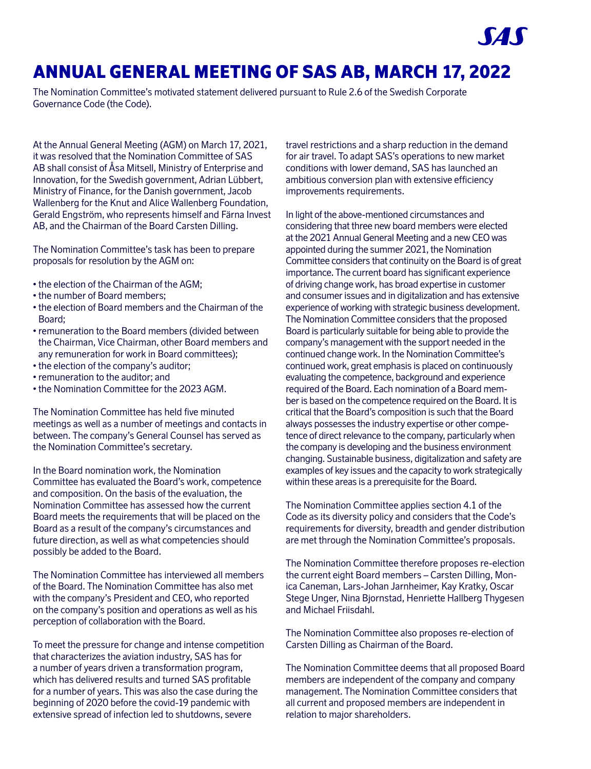# ANNUAL GENERAL MEETING OF SAS AB, MARCH 17, 2022

The Nomination Committee's motivated statement delivered pursuant to Rule 2.6 of the Swedish Corporate Governance Code (the Code).

At the Annual General Meeting (AGM) on March 17, 2021, it was resolved that the Nomination Committee of SAS AB shall consist of Åsa Mitsell, Ministry of Enterprise and Innovation, for the Swedish government, Adrian Lübbert, Ministry of Finance, for the Danish government, Jacob Wallenberg for the Knut and Alice Wallenberg Foundation, Gerald Engström, who represents himself and Färna Invest AB, and the Chairman of the Board Carsten Dilling.

The Nomination Committee's task has been to prepare proposals for resolution by the AGM on:

- the election of the Chairman of the AGM;
- the number of Board members;
- the election of Board members and the Chairman of the Board;
- remuneration to the Board members (divided between the Chairman, Vice Chairman, other Board members and any remuneration for work in Board committees);
- the election of the company's auditor;
- remuneration to the auditor; and
- the Nomination Committee for the 2023 AGM.

The Nomination Committee has held five minuted meetings as well as a number of meetings and contacts in between. The company's General Counsel has served as the Nomination Committee's secretary.

In the Board nomination work, the Nomination Committee has evaluated the Board's work, competence and composition. On the basis of the evaluation, the Nomination Committee has assessed how the current Board meets the requirements that will be placed on the Board as a result of the company's circumstances and future direction, as well as what competencies should possibly be added to the Board.

The Nomination Committee has interviewed all members of the Board. The Nomination Committee has also met with the company's President and CEO, who reported on the company's position and operations as well as his perception of collaboration with the Board.

To meet the pressure for change and intense competition that characterizes the aviation industry, SAS has for a number of years driven a transformation program, which has delivered results and turned SAS profitable for a number of years. This was also the case during the beginning of 2020 before the covid-19 pandemic with extensive spread of infection led to shutdowns, severe travel restrictions and a sharp reduction in the demand for air travel. To adapt SAS's operations to new market conditions with lower demand, SAS has launched an ambitious conversion plan with extensive efficiency improvements requirements.

In light of the above-mentioned circumstances and considering that three new board members were elected at the 2021 Annual General Meeting and a new CEO was appointed during the summer 2021, the Nomination Committee considers that continuity on the Board is of great importance. The current board has significant experience of driving change work, has broad expertise in customer and consumer issues and in digitalization and has extensive experience of working with strategic business development. The Nomination Committee considers that the proposed Board is particularly suitable for being able to provide the company's management with the support needed in the continued change work. In the Nomination Committee's continued work, great emphasis is placed on continuously evaluating the competence, background and experience required of the Board. Each nomination of a Board member is based on the competence required on the Board. It is critical that the Board's composition is such that the Board always possesses the industry expertise or other competence of direct relevance to the company, particularly when the company is developing and the business environment changing. Sustainable business, digitalization and safety are examples of key issues and the capacity to work strategically within these areas is a prerequisite for the Board.

The Nomination Committee applies section 4.1 of the Code as its diversity policy and considers that the Code's requirements for diversity, breadth and gender distribution are met through the Nomination Committee's proposals.

The Nomination Committee therefore proposes re-election the current eight Board members – Carsten Dilling, Monica Caneman, Lars-Johan Jarnheimer, Kay Kratky, Oscar Stege Unger, Nina Bjornstad, Henriette Hallberg Thygesen and Michael Friisdahl.

The Nomination Committee also proposes re-election of Carsten Dilling as Chairman of the Board.

The Nomination Committee deems that all proposed Board members are independent of the company and company management. The Nomination Committee considers that all current and proposed members are independent in relation to major shareholders.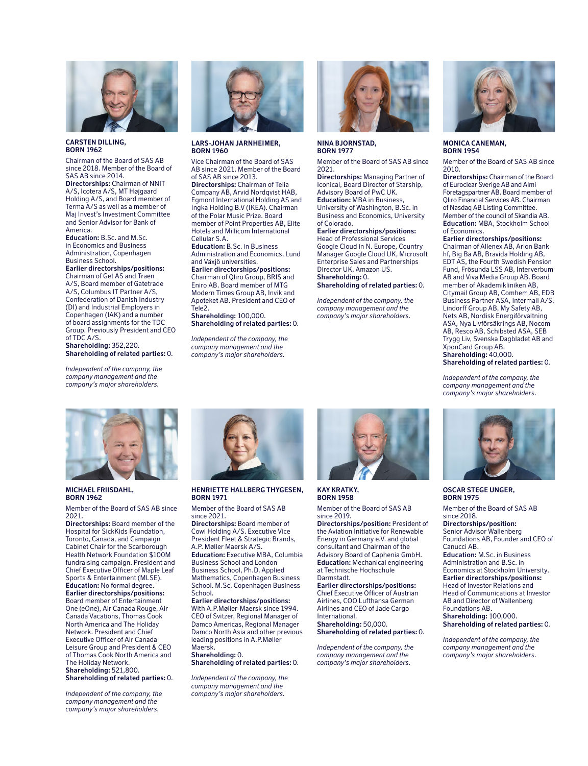## CARSTEN DILLING, BORN 1962

Chairman of the Board of SAS AB since 2018. Member of the Board of SAS AB since 2014.
**Directorships:** Chairman of NNIT A/S, Icotera A/S, MT Højgaard Holding A/S, and Board member of Terma A/S as well as a member of Maj Invest's Investment Committee and Senior Advisor for Bank of America.
**Education:** B.Sc. and M.Sc. in Economics and Business Administration, Copenhagen Business School.
**Earlier directorships/positions:** Chairman of Get AS and Traen A/S, Board member of Gatetrade A/S, Columbus IT Partner A/S, Confederation of Danish Industry (DI) and Industrial Employers in Copenhagen (IAK) and a number of board assignments for the TDC Group. Previously President and CEO of TDC A/S.
**Shareholding:** 352,220.
**Shareholding of related parties:** 0.

*Independent of the company, the company management and the company's major shareholders.*

## LARS-JOHAN JARNHEIMER, BORN 1960

Vice Chairman of the Board of SAS AB since 2021. Member of the Board of SAS AB since 2013.
**Directorships:** Chairman of Telia Company AB, Arvid Nordqvist HAB, Egmont International Holding AS and Ingka Holding B.V (IKEA). Chairman of the Polar Music Prize. Board member of Point Properties AB, Elite Hotels and Millicom International Cellular S.A.
**Education:** B.Sc. in Business Administration and Economics, Lund and Växjö universities.
**Earlier directorships/positions:** Chairman of Qliro Group, BRIS and Eniro AB. Board member of MTG Modern Times Group AB, Invik and Apoteket AB. President and CEO of Tele2.
**Shareholding:** 100,000.
**Shareholding of related parties:** 0.

*Independent of the company, the company management and the company's major shareholders.*

## NINA BJORNSTAD, BORN 1977

Member of the Board of SAS AB since 2021.
**Directorships:** Managing Partner of Iconical, Board Director of Starship, Advisory Board of PwC UK.
**Education:** MBA in Business, University of Washington, B.Sc. in Business and Economics, University of Colorado.
**Earlier directorships/positions:** Head of Professional Services Google Cloud in N. Europe, Country Manager Google Cloud UK, Microsoft Enterprise Sales and Partnerships Director UK, Amazon US.
**Shareholding:** 0.
**Shareholding of related parties:** 0.

*Independent of the company, the company management and the company's major shareholders.*

## MONICA CANEMAN, BORN 1954

Member of the Board of SAS AB since 2010.
**Directorships:** Chairman of the Board of Euroclear Sverige AB and Almi Företagspartner AB. Board member of Qliro Financial Services AB. Chairman of Nasdaq AB Listing Committee. Member of the council of Skandia AB.
**Education:** MBA, Stockholm School of Economics.
**Earlier directorships/positions:** Chairman of Allenex AB, Arion Bank hf, Big Ba AB, Bravida Holding AB, EDT AS, the Fourth Swedish Pension Fund, Frösunda LSS AB, Interverbum AB and Viva Media Group AB. Board member of Akademikliniken AB, Citymail Group AB, Comhem AB, EDB Business Partner ASA, Intermail A/S, Lindorff Group AB, My Safety AB, Nets AB, Nordisk Energiförvaltning ASA, Nya Livförsäkrings AB, Nocom AB, Resco AB, Schibsted ASA, SEB Trygg Liv, Svenska Dagbladet AB and XponCard Group AB.
**Shareholding:** 40,000.
**Shareholding of related parties:** 0.

*Independent of the company, the company management and the company's major shareholders.*

## MICHAEL FRIISDAHL, BORN 1962

Member of the Board of SAS AB since 2021.
**Directorships:** Board member of the Hospital for SickKids Foundation, Toronto, Canada, and Campaign Cabinet Chair for the Scarborough Health Network Foundation $100M fundraising campaign. President and Chief Executive Officer of Maple Leaf Sports & Entertainment (MLSE).
**Education:** No formal degree.
**Earlier directorships/positions:** Board member of Entertainment One (eOne), Air Canada Rouge, Air Canada Vacations, Thomas Cook North America and The Holiday Network. President and Chief Executive Officer of Air Canada Leisure Group and President & CEO of Thomas Cook North America and The Holiday Network.
**Shareholding:** 521,800.
**Shareholding of related parties:** 0.

*Independent of the company, the company management and the company's major shareholders.*

## HENRIETTE HALLBERG THYGESEN, BORN 1971

Member of the Board of SAS AB since 2021.
**Directorships:** Board member of Cowi Holding A/S. Executive Vice President Fleet & Strategic Brands, A.P. Møller Maersk A/S.
**Education:** Executive MBA, Columbia Business School and London Business School, Ph.D. Applied Mathematics, Copenhagen Business School. M.Sc, Copenhagen Business School.
**Earlier directorships/positions:** With A.P.Møller-Maersk since 1994. CEO of Svitzer, Regional Manager of Damco Americas, Regional Manager Damco North Asia and other previous leading positions in A.P.Møller Maersk.
**Shareholding:** 0.
**Shareholding of related parties:** 0.

*Independent of the company, the company management and the company's major shareholders.*

## KAY KRATKY, BORN 1958

Member of the Board of SAS AB since 2019.
**Directorships/position:** President of the Aviation Initiative for Renewable Energy in Germany e.V. and global consultant and Chairman of the Advisory Board of Caphenia GmbH.
**Education:** Mechanical engineering at Technische Hochschule Darmstadt.
**Earlier directorships/positions:** Chief Executive Officer of Austrian Airlines, COO Lufthansa German Airlines and CEO of Jade Cargo International.
**Shareholding:** 50,000.
**Shareholding of related parties:** 0.

*Independent of the company, the company management and the company's major shareholders.*

## OSCAR STEGE UNGER, BORN 1975

Member of the Board of SAS AB since 2018.
**Directorships/position:** Senior Advisor Wallenberg Foundations AB, Founder and CEO of Canucci AB.
**Education:** M.Sc. in Business Administration and B.Sc. in Economics at Stockholm University.
**Earlier directorships/positions:** Head of Investor Relations and Head of Communications at Investor AB and Director of Wallenberg Foundations AB.
**Shareholding:** 100,000.
**Shareholding of related parties:** 0.

*Independent of the company, the company management and the company's major shareholders.*